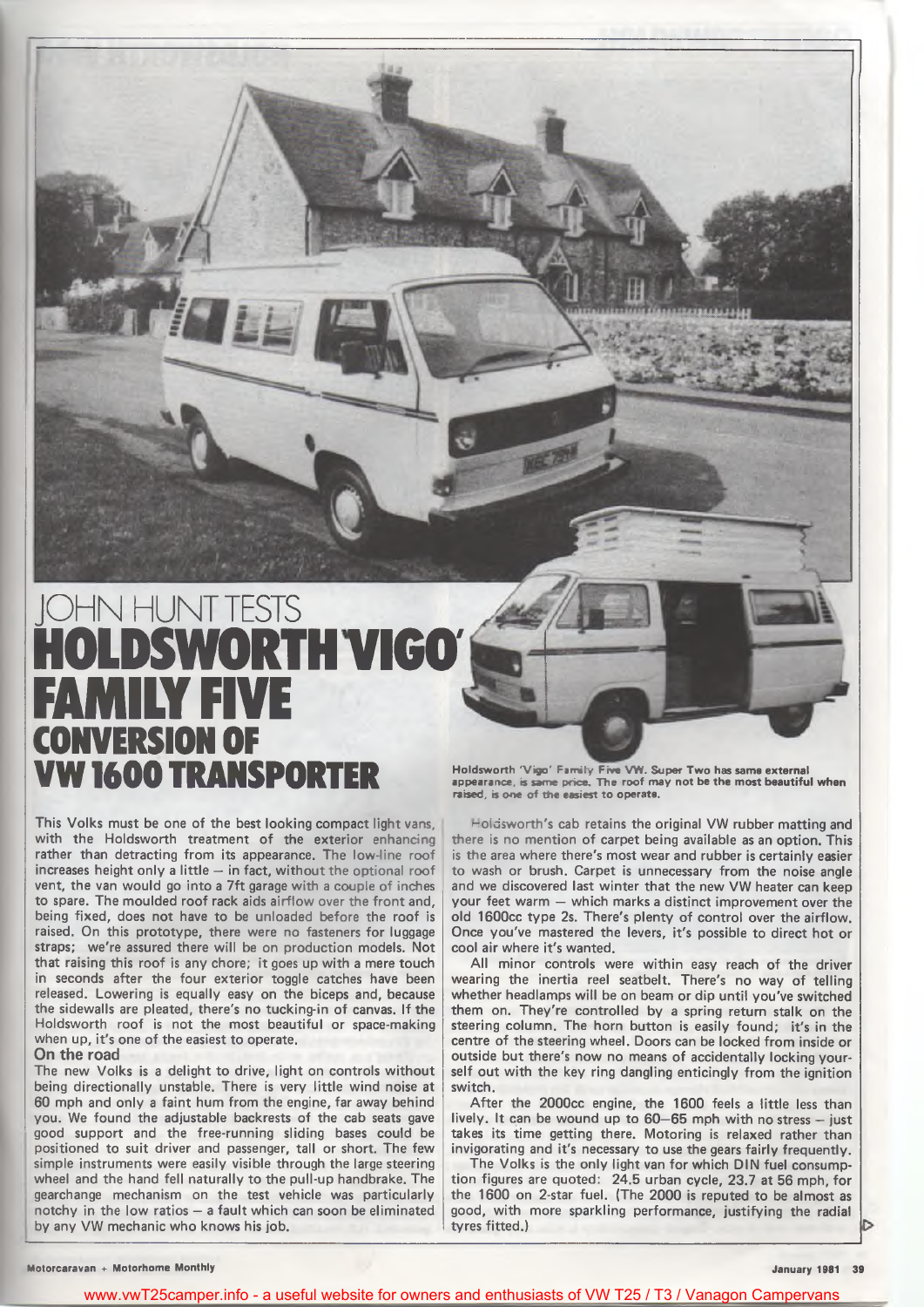# JOHN HUNT TESTS HOLDSWORTH 'VIGO' FAMILY FIVE CONVERSION OF VW 1600 TRANSPORTER

Holdsworth 'Vigo' Family Five VW. Super Two has same external appearance, is same price. The roof may not be the most beautiful when raised, is one of the easiest to operate.

This Volks must be one of the best looking compact light vans, with the Holdsworth treatment of the exterior enhancing rather than detracting from its appearance. The low-line roof increases height only a little – in fact, without the optional roof vent, the van would go into a 7ft garage with a couple of inches to spare. The moulded roof rack aids airflow over the front and, being fixed, does not have to be unloaded before the roof is raised. On this prototype, there were no fasteners for luggage straps; we're assured there will be on production models. Not that raising this roof is any chore; it goes up with a mere touch in seconds after the four exterior toggle catches have been released. Lowering is equally easy on the biceps and, because the sidewalls are pleated, there's no tucking-in of canvas. If the Holdsworth roof is not the most beautiful or space-making when up, it's one of the easiest to operate.

## On the road

The new Volks is a delight to drive, light on controls without being directionally unstable. There is very little wind noise at 60 mph and only a faint hum from the engine, far away behind you. We found the adjustable backrests of the cab seats gave good support and the free-running sliding bases could be positioned to suit driver and passenger, tall or short. The few simple instruments were easily visible through the large steering wheel and the hand fell naturally to the pull-up handbrake. The gearchange mechanism on the test vehicle was particularly notchy in the low ratios – a fault which can soon be eliminated by any VW mechanic who knows his job.

Holdsworth's cab retains the original VW rubber matting and there is no mention of carpet being available as an option. This is the area where there's most wear and rubber is certainly easier to wash or brush. Carpet is unnecessary from the noise angle and we discovered last winter that the new VW heater can keep your feet warm – which marks a distinct improvement over the old 1600cc type 2s. There's plenty of control over the airflow. Once you've mastered the levers, it's possible to direct hot or cool air where it's wanted.

All minor controls were within easy reach of the driver wearing the inertia reel seatbelt. There's no way of telling whether headlamps will be on beam or dip until you've switched them on. They're controlled by a spring return stalk on the steering column. The horn button is easily found; it's in the centre of the steering wheel. Doors can be locked from inside or outside but there's now no means of accidentally locking yourself out with the key ring dangling enticingly from the ignition switch.

After the 2000cc engine, the 1600 feels a little less than lively. It can be wound up to 60–65 mph with no stress – just takes its time getting there. Motoring is relaxed rather than invigorating and it's necessary to use the gears fairly frequently.

The Volks is the only light van for which DIN fuel consumption figures are quoted: 24.5 urban cycle, 23.7 at 56 mph, for the 1600 on 2-star fuel. (The 2000 is reputed to be almost as good, with more sparkling performance, justifying the radial tyres fitted.)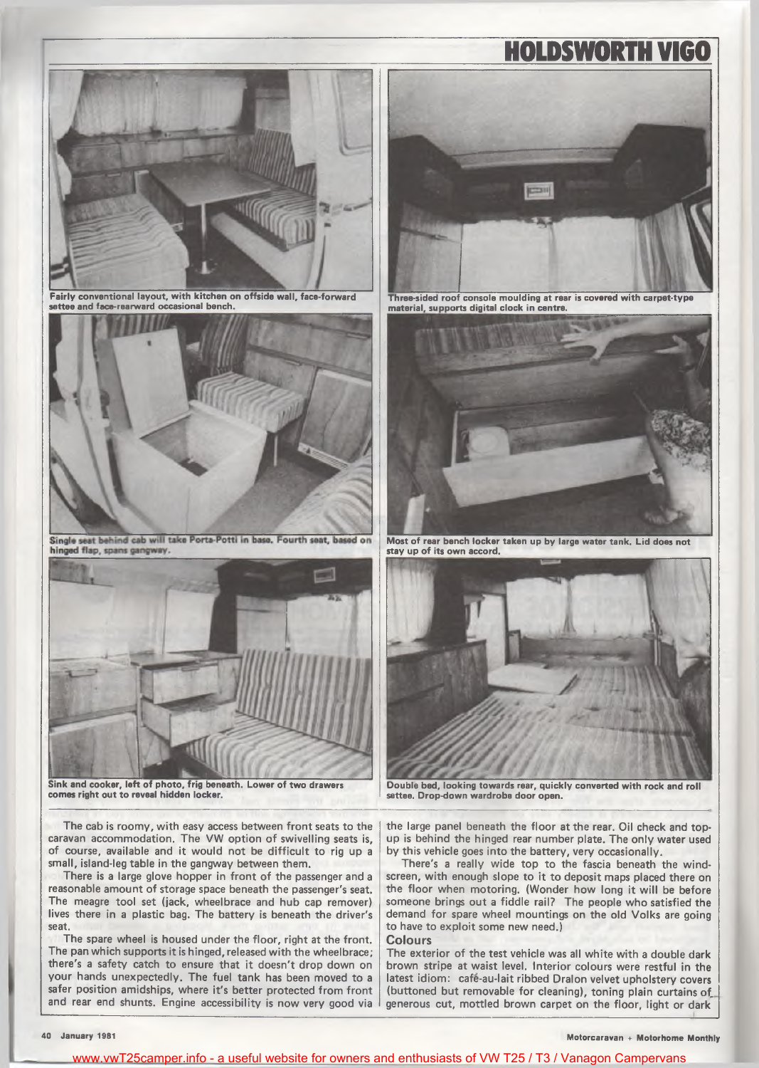# HOLDSWORTH VIGO

Fairly conventional layout, with kitchen on offside wall, face-forward settee and face-rearward occasional bench.

Three-sided roof console moulding at rear is covered with carpet-type material, supports digital clock in centre.

Single seat behind cab will take Porta-Potti in base. Fourth seat, based on hinged flap, spans gangway.

Most of rear bench locker taken up by large water tank. Lid does not stay up of its own accord.

Sink and cooker, left of photo, frig beneath. Lower of two drawers comes right out to reveal hidden locker.

Double bed, looking towards rear, quickly converted with rock and roll settee. Drop-down wardrobe door open.

The cab is roomy, with easy access between front seats to the caravan accommodation. The VW option of swivelling seats is, of course, available and it would not be difficult to rig up a small, island-leg table in the gangway between them.

There is a large glove hopper in front of the passenger and a reasonable amount of storage space beneath the passenger's seat. The meagre tool set (jack, wheelbrace and hub cap remover) lives there in a plastic bag. The battery is beneath the driver's seat.

The spare wheel is housed under the floor, right at the front. The pan which supports it is hinged, released with the wheelbrace; there's a safety catch to ensure that it doesn't drop down on your hands unexpectedly. The fuel tank has been moved to a safer position amidships, where it's better protected from front and rear end shunts. Engine accessibility is now very good via the large panel beneath the floor at the rear. Oil check and top-up is behind the hinged rear number plate. The only water used by this vehicle goes into the battery, very occasionally.

There's a really wide top to the fascia beneath the windscreen, with enough slope to it to deposit maps placed there on the floor when motoring. (Wonder how long it will be before someone brings out a fiddle rail? The people who satisfied the demand for spare wheel mountings on the old Volks are going to have to exploit some new need.)

## Colours

The exterior of the test vehicle was all white with a double dark brown stripe at waist level. Interior colours were restful in the latest idiom: café-au-lait ribbed Dralon velvet upholstery covers (buttoned but removable for cleaning), toning plain curtains of generous cut, mottled brown carpet on the floor, light or dark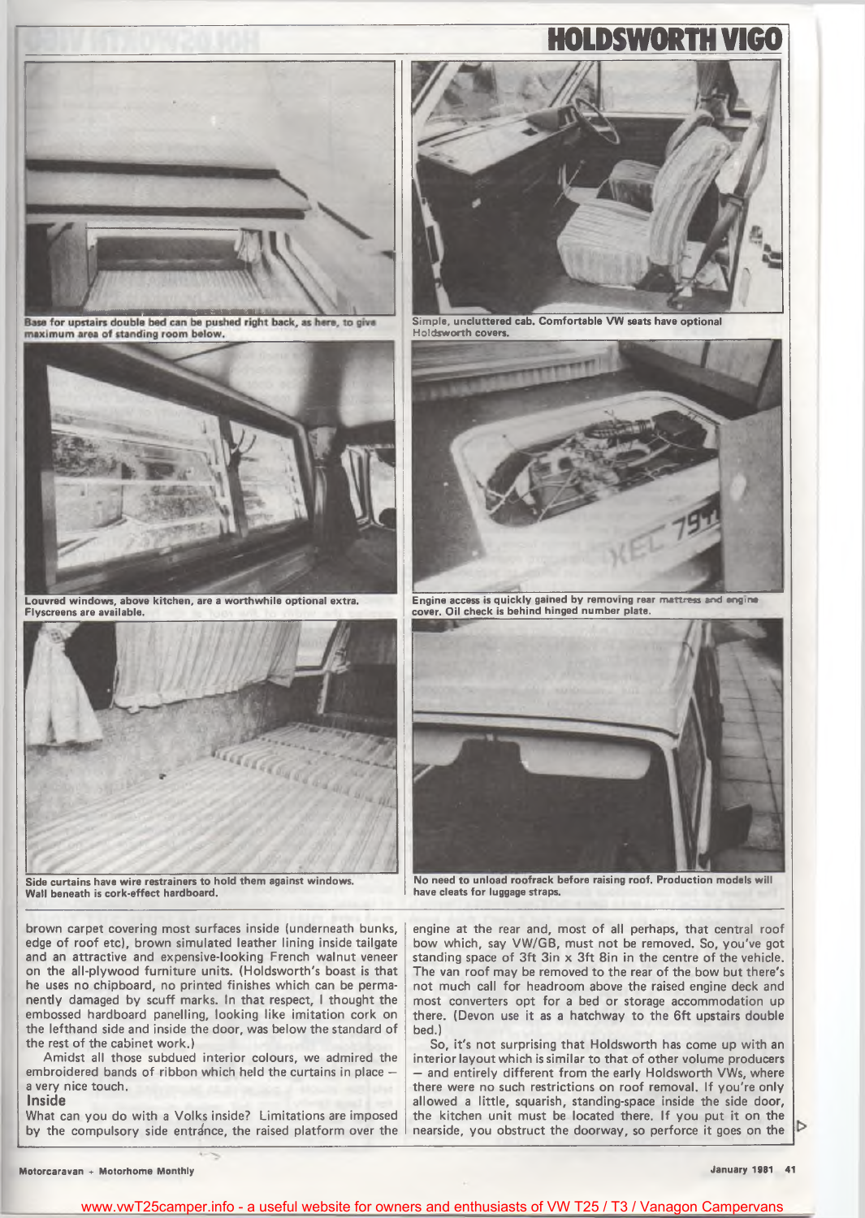Base for upstairs double bed can be pushed right back, as here, to give maximum area of standing room below.

Simple, uncluttered cab. Comfortable VW seats have optional Holdsworth covers.

Louvred windows, above kitchen, are a worthwhile optional extra. Flyscreens are available.

Engine access is quickly gained by removing rear mattress and engine cover. Oil check is behind hinged number plate.

Side curtains have wire restrainers to hold them against windows. Wall beneath is cork-effect hardboard.

No need to unload roofrack before raising roof. Production models will have cleats for luggage straps.

brown carpet covering most surfaces inside (underneath bunks, edge of roof etc), brown simulated leather lining inside tailgate and an attractive and expensive-looking French walnut veneer on the all-plywood furniture units. (Holdsworth's boast is that he uses no chipboard, no printed finishes which can be permanently damaged by scuff marks. In that respect, I thought the embossed hardboard panelling, looking like imitation cork on the lefthand side and inside the door, was below the standard of the rest of the cabinet work.)

Amidst all those subdued interior colours, we admired the embroidered bands of ribbon which held the curtains in place — a very nice touch.

### Inside

What can you do with a Volks inside? Limitations are imposed by the compulsory side entrance, the raised platform over the engine at the rear and, most of all perhaps, that central roof bow which, say VW/GB, must not be removed. So, you've got standing space of 3ft 3in x 3ft 8in in the centre of the vehicle. The van roof may be removed to the rear of the bow but there's not much call for headroom above the raised engine deck and most converters opt for a bed or storage accommodation up there. (Devon use it as a hatchway to the 6ft upstairs double bed.)

So, it's not surprising that Holdsworth has come up with an interior layout which is similar to that of other volume producers — and entirely different from the early Holdsworth VWs, where there were no such restrictions on roof removal. If you're only allowed a little, squarish, standing-space inside the side door, the kitchen unit must be located there. If you put it on the nearside, you obstruct the doorway, so perforce it goes on the ▷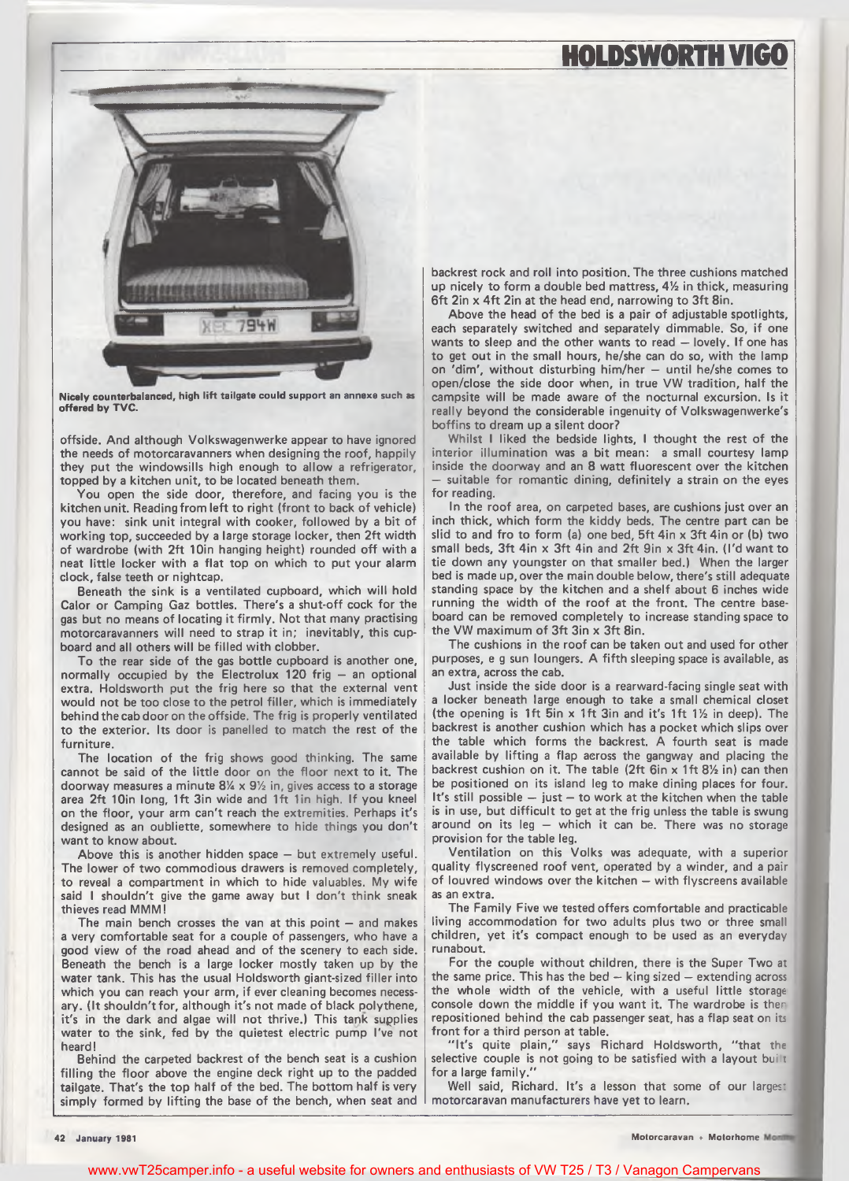Nicely counterbalanced, high lift tailgate could support an annexe such as offered by TVC.

offside. And although Volkswagenwerke appear to have ignored the needs of motorcaravanners when designing the roof, happily they put the windowsills high enough to allow a refrigerator, topped by a kitchen unit, to be located beneath them.

You open the side door, therefore, and facing you is the kitchen unit. Reading from left to right (front to back of vehicle) you have: sink unit integral with cooker, followed by a bit of working top, succeeded by a large storage locker, then 2ft width of wardrobe (with 2ft 10in hanging height) rounded off with a neat little locker with a flat top on which to put your alarm clock, false teeth or nightcap.

Beneath the sink is a ventilated cupboard, which will hold Calor or Camping Gaz bottles. There's a shut-off cock for the gas but no means of locating it firmly. Not that many practising motorcaravanners will need to strap it in; inevitably, this cupboard and all others will be filled with clobber.

To the rear side of the gas bottle cupboard is another one, normally occupied by the Electrolux 120 frig – an optional extra. Holdsworth put the frig here so that the external vent would not be too close to the petrol filler, which is immediately behind the cab door on the offside. The frig is properly ventilated to the exterior. Its door is panelled to match the rest of the furniture.

The location of the frig shows good thinking. The same cannot be said of the little door on the floor next to it. The doorway measures a minute 8¼ x 9½ in, gives access to a storage area 2ft 10in long, 1ft 3in wide and 1ft 1in high. If you kneel on the floor, your arm can't reach the extremities. Perhaps it's designed as an oubliette, somewhere to hide things you don't want to know about.

Above this is another hidden space – but extremely useful. The lower of two commodious drawers is removed completely, to reveal a compartment in which to hide valuables. My wife said I shouldn't give the game away but I don't think sneak thieves read MMM!

The main bench crosses the van at this point – and makes a very comfortable seat for a couple of passengers, who have a good view of the road ahead and of the scenery to each side. Beneath the bench is a large locker mostly taken up by the water tank. This has the usual Holdsworth giant-sized filler into which you can reach your arm, if ever cleaning becomes necessary. (It shouldn't for, although it's not made of black polythene, it's in the dark and algae will not thrive.) This tank supplies water to the sink, fed by the quietest electric pump I've not heard!

Behind the carpeted backrest of the bench seat is a cushion filling the floor above the engine deck right up to the padded tailgate. That's the top half of the bed. The bottom half is very simply formed by lifting the base of the bench, when seat and backrest rock and roll into position. The three cushions matched up nicely to form a double bed mattress, 4½ in thick, measuring 6ft 2in x 4ft 2in at the head end, narrowing to 3ft 8in.

Above the head of the bed is a pair of adjustable spotlights, each separately switched and separately dimmable. So, if one wants to sleep and the other wants to read – lovely. If one has to get out in the small hours, he/she can do so, with the lamp on 'dim', without disturbing him/her – until he/she comes to open/close the side door when, in true VW tradition, half the campsite will be made aware of the nocturnal excursion. Is it really beyond the considerable ingenuity of Volkswagenwerke's boffins to dream up a silent door?

Whilst I liked the bedside lights, I thought the rest of the interior illumination was a bit mean: a small courtesy lamp inside the doorway and an 8 watt fluorescent over the kitchen – suitable for romantic dining, definitely a strain on the eyes for reading.

In the roof area, on carpeted bases, are cushions just over an inch thick, which form the kiddy beds. The centre part can be slid to and fro to form (a) one bed, 5ft 4in x 3ft 4in or (b) two small beds, 3ft 4in x 3ft 4in and 2ft 9in x 3ft 4in. (I'd want to tie down any youngster on that smaller bed.) When the larger bed is made up, over the main double below, there's still adequate standing space by the kitchen and a shelf about 6 inches wide running the width of the roof at the front. The centre baseboard can be removed completely to increase standing space to the VW maximum of 3ft 3in x 3ft 8in.

The cushions in the roof can be taken out and used for other purposes, e g sun loungers. A fifth sleeping space is available, as an extra, across the cab.

Just inside the side door is a rearward-facing single seat with a locker beneath large enough to take a small chemical closet (the opening is 1ft 5in x 1ft 3in and it's 1ft 1½ in deep). The backrest is another cushion which has a pocket which slips over the table which forms the backrest. A fourth seat is made available by lifting a flap across the gangway and placing the backrest cushion on it. The table (2ft 6in x 1ft 8½ in) can then be positioned on its island leg to make dining places for four. It's still possible – just – to work at the kitchen when the table is in use, but difficult to get at the frig unless the table is swung around on its leg – which it can be. There was no storage provision for the table leg.

Ventilation on this Volks was adequate, with a superior quality flyscreened roof vent, operated by a winder, and a pair of louvred windows over the kitchen – with flyscreens available as an extra.

The Family Five we tested offers comfortable and practicable living accommodation for two adults plus two or three small children, yet it's compact enough to be used as an everyday runabout.

For the couple without children, there is the Super Two at the same price. This has the bed – king sized – extending across the whole width of the vehicle, with a useful little storage console down the middle if you want it. The wardrobe is then repositioned behind the cab passenger seat, has a flap seat on its front for a third person at table.

"It's quite plain," says Richard Holdsworth, "that the selective couple is not going to be satisfied with a layout built for a large family."

Well said, Richard. It's a lesson that some of our largest motorcaravan manufacturers have yet to learn.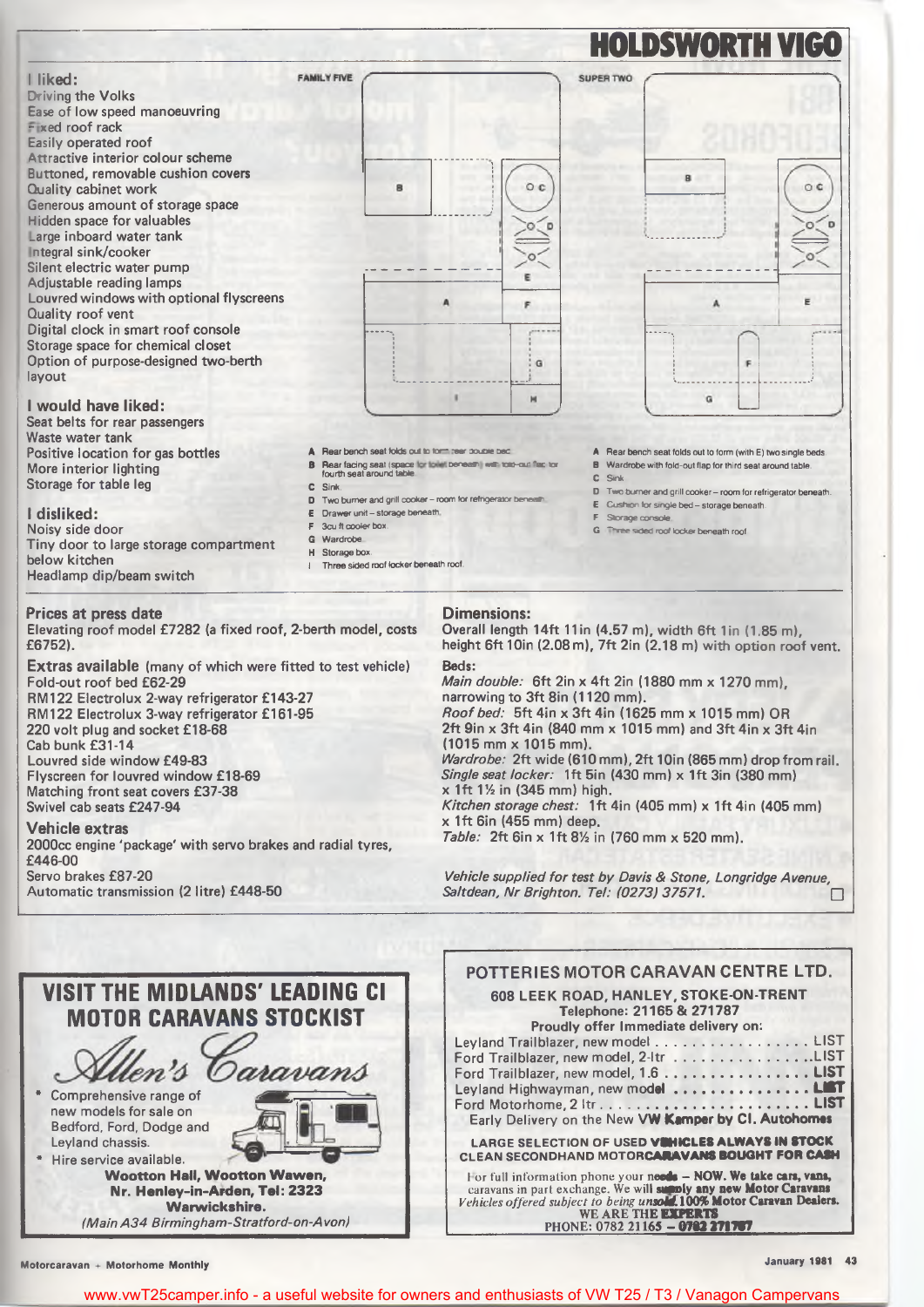# HOLDSWORTH VIGO

### I liked:

Driving the Volks
Ease of low speed manoeuvring
Fixed roof rack
Easily operated roof
Attractive interior colour scheme
Buttoned, removable cushion covers
Quality cabinet work
Generous amount of storage space
Hidden space for valuables
Large inboard water tank
Integral sink/cooker
Silent electric water pump
Adjustable reading lamps
Louvred windows with optional flyscreens
Quality roof vent
Digital clock in smart roof console
Storage space for chemical closet
Option of purpose-designed two-berth layout

### I would have liked:

Seat belts for rear passengers
Waste water tank
Positive location for gas bottles
More interior lighting
Storage for table leg

### I disliked:

Noisy side door
Tiny door to large storage compartment below kitchen
Headlamp dip/beam switch

FAMILY FIVE

A Rear bench seat folds out to form rear double bed
B Rear facing seat (space for toilet beneath) with fold-out flap for fourth seat around table
C Sink
D Two burner and grill cooker – room for refrigerator beneath
E Drawer unit – storage beneath
F 3cu ft cooler box
G Wardrobe
H Storage box
I Three sided roof locker beneath roof

SUPER TWO

A Rear bench seat folds out to form (with E) two single beds
B Wardrobe with fold-out flap for third seat around table
C Sink
D Two burner and grill cooker – room for refrigerator beneath
E Cushion for single bed – storage beneath
F Storage console
G Three sided roof locker beneath roof

### Prices at press date

Elevating roof model £7282 (a fixed roof, 2-berth model, costs £6752).

### Extras available (many of which were fitted to test vehicle)

Fold-out roof bed £62-29
RM122 Electrolux 2-way refrigerator £143-27
RM122 Electrolux 3-way refrigerator £161-95
220 volt plug and socket £18-68
Cab bunk £31-14
Louvred side window £49-83
Flyscreen for louvred window £18-69
Matching front seat covers £37-38
Swivel cab seats £247-94

### Vehicle extras

2000cc engine 'package' with servo brakes and radial tyres, £446-00
Servo brakes £87-20
Automatic transmission (2 litre) £448-50

### Dimensions:

Overall length 14ft 11in (4.57 m), width 6ft 1in (1.85 m), height 6ft 10in (2.08 m), 7ft 2in (2.18 m) with option roof vent.

**Beds:**

*Main double:* 6ft 2in x 4ft 2in (1880 mm x 1270 mm), narrowing to 3ft 8in (1120 mm).
*Roof bed:* 5ft 4in x 3ft 4in (1625 mm x 1015 mm) OR 2ft 9in x 3ft 4in (840 mm x 1015 mm) and 3ft 4in x 3ft 4in (1015 mm x 1015 mm).
*Wardrobe:* 2ft wide (610 mm), 2ft 10in (865 mm) drop from rail.
*Single seat locker:* 1ft 5in (430 mm) x 1ft 3in (380 mm) x 1ft 1½ in (345 mm) high.
*Kitchen storage chest:* 1ft 4in (405 mm) x 1ft 4in (405 mm) x 1ft 6in (455 mm) deep.
*Table:* 2ft 6in x 1ft 8½ in (760 mm x 520 mm).

*Vehicle supplied for test by Davis & Stone, Longridge Avenue, Saltdean, Nr Brighton. Tel: (0273) 37571.*

---

## VISIT THE MIDLANDS' LEADING CI MOTOR CARAVANS STOCKIST

**Allen's Caravans**

* Comprehensive range of new models for sale on Bedford, Ford, Dodge and Leyland chassis.
* Hire service available.

**Wootton Hall, Wootton Wawen, Nr. Henley-in-Arden, Tel: 2323 Warwickshire.**
*(Main A34 Birmingham-Stratford-on-Avon)*

---

## POTTERIES MOTOR CARAVAN CENTRE LTD.

**608 LEEK ROAD, HANLEY, STOKE-ON-TRENT**
Telephone: 21165 & 271787
Proudly offer Immediate delivery on:

Leyland Trailblazer, new model .................. LIST
Ford Trailblazer, new model, 2-ltr .................. LIST
Ford Trailblazer, new model, 1.6 .................. LIST
Leyland Highwayman, new model .................. LIST
Ford Motorhome, 2 ltr .................. LIST
Early Delivery on the New VW Kamper by CI. Autohomes

**LARGE SELECTION OF USED VEHICLES ALWAYS IN STOCK**
**CLEAN SECONDHAND MOTORCARAVANS BOUGHT FOR CASH**

For full information phone your needs – NOW. We take cars, vans, caravans in part exchange. We will supply any new Motor Caravans *Vehicles offered subject to being unsold.* 100% Motor Caravan Dealers.
WE ARE THE EXPERTS
PHONE: 0782 21165 – 0782 271787